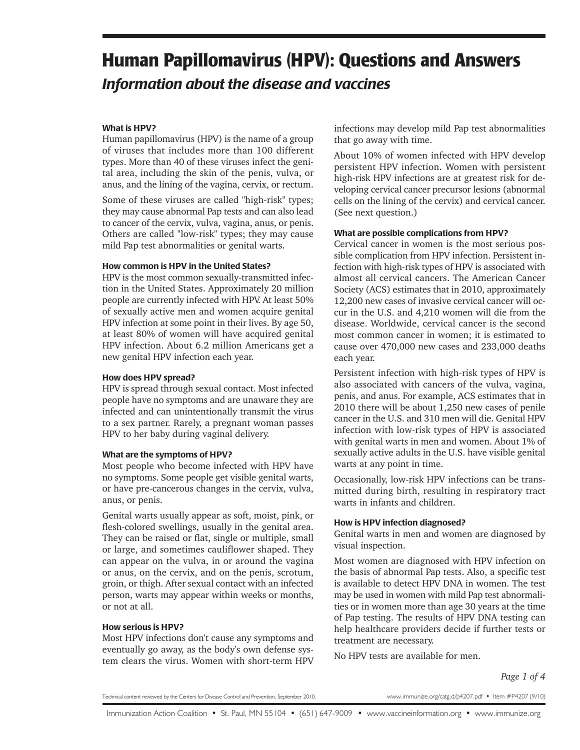# Human Papillomavirus (HPV): Questions and Answers

## *Information about the disease and vaccines*

#### What is HPV?

Human papillomavirus (HPV) is the name of a group of viruses that includes more than 100 different types. More than 40 of these viruses infect the genital area, including the skin of the penis, vulva, or anus, and the lining of the vagina, cervix, or rectum.

Some of these viruses are called "high-risk" types; they may cause abnormal Pap tests and can also lead to cancer of the cervix, vulva, vagina, anus, or penis. Others are called "low-risk" types; they may cause mild Pap test abnormalities or genital warts.

#### How common is HPV in the United States?

HPV is the most common sexually-transmitted infection in the United States. Approximately 20 million people are currently infected with HPV. At least 50% of sexually active men and women acquire genital HPV infection at some point in their lives. By age 50, at least 80% of women will have acquired genital HPV infection. About 6.2 million Americans get a new genital HPV infection each year.

#### How does HPV spread?

HPV is spread through sexual contact. Most infected people have no symptoms and are unaware they are infected and can unintentionally transmit the virus to a sex partner. Rarely, a pregnant woman passes HPV to her baby during vaginal delivery.

#### What are the symptoms of HPV?

Most people who become infected with HPV have no symptoms. Some people get visible genital warts, or have pre-cancerous changes in the cervix, vulva, anus, or penis.

Genital warts usually appear as soft, moist, pink, or flesh-colored swellings, usually in the genital area. They can be raised or flat, single or multiple, small or large, and sometimes cauliflower shaped. They can appear on the vulva, in or around the vagina or anus, on the cervix, and on the penis, scrotum, groin, or thigh. After sexual contact with an infected person, warts may appear within weeks or months, or not at all.

#### How serious is HPV?

Most HPV infections don't cause any symptoms and eventually go away, as the body's own defense system clears the virus. Women with short-term HPV infections may develop mild Pap test abnormalities that go away with time.

About 10% of women infected with HPV develop persistent HPV infection. Women with persistent high-risk HPV infections are at greatest risk for developing cervical cancer precursor lesions (abnormal cells on the lining of the cervix) and cervical cancer. (See next question.)

#### What are possible complications from HPV?

Cervical cancer in women is the most serious possible complication from HPV infection. Persistent infection with high-risk types of HPV is associated with almost all cervical cancers. The American Cancer Society (ACS) estimates that in 2010, approximately 12,200 new cases of invasive cervical cancer will occur in the U.S. and 4,210 women will die from the disease. Worldwide, cervical cancer is the second most common cancer in women; it is estimated to cause over 470,000 new cases and 233,000 deaths each year.

Persistent infection with high-risk types of HPV is also associated with cancers of the vulva, vagina, penis, and anus. For example, ACS estimates that in 2010 there will be about 1,250 new cases of penile cancer in the U.S. and 310 men will die. Genital HPV infection with low-risk types of HPV is associated with genital warts in men and women. About 1% of sexually active adults in the U.S. have visible genital warts at any point in time.

Occasionally, low-risk HPV infections can be transmitted during birth, resulting in respiratory tract warts in infants and children.

#### How is HPV infection diagnosed?

Genital warts in men and women are diagnosed by visual inspection.

Most women are diagnosed with HPV infection on the basis of abnormal Pap tests. Also, a specific test is available to detect HPV DNA in women. The test may be used in women with mild Pap test abnormalities or in women more than age 30 years at the time of Pap testing. The results of HPV DNA testing can help healthcare providers decide if further tests or treatment are necessary.

No HPV tests are available for men.

Technical content reviewed by the Centers for Disease Control and Prevention, September 2010.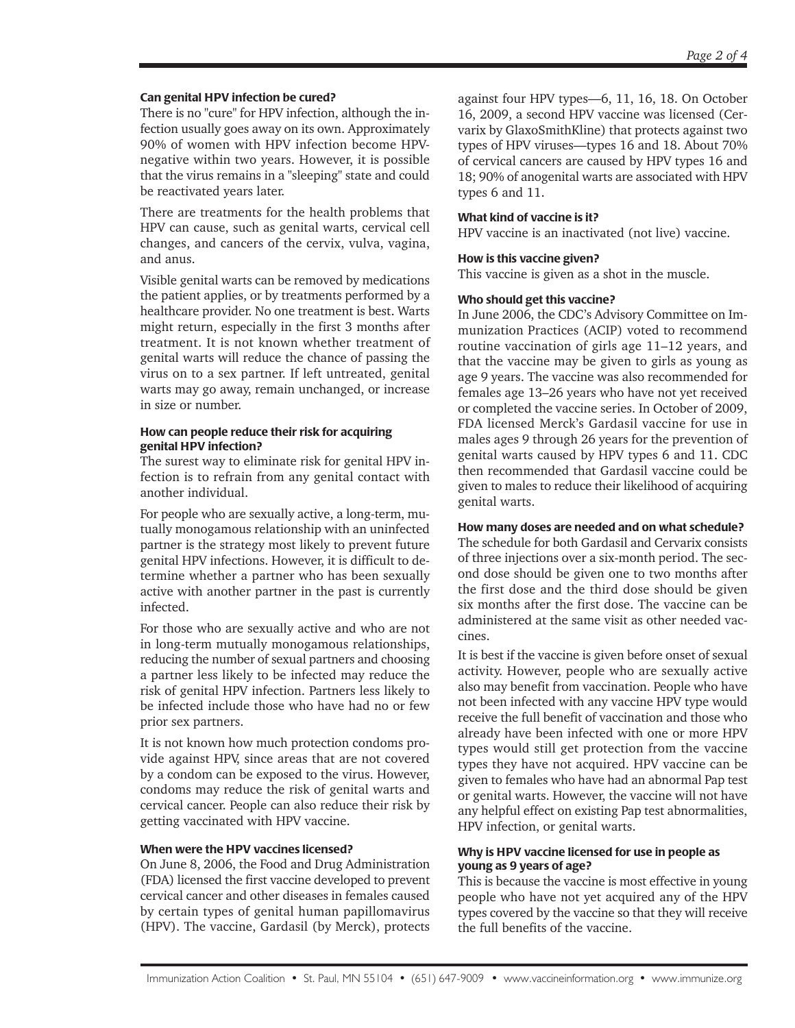### Can genital HPV infection be cured?

There is no "cure" for HPV infection, although the infection usually goes away on its own. Approximately 90% of women with HPV infection become HPV-negative within two years. However, it is possible that the virus remains in a "sleeping" state and could be reactivated years later.

There are treatments for the health problems that HPV can cause, such as genital warts, cervical cell changes, and cancers of the cervix, vulva, vagina, and anus.

Visible genital warts can be removed by medications the patient applies, or by treatments performed by a healthcare provider. No one treatment is best. Warts might return, especially in the first 3 months after treatment. It is not known whether treatment of genital warts will reduce the chance of passing the virus on to a sex partner. If left untreated, genital warts may go away, remain unchanged, or increase in size or number.

### How can people reduce their risk for acquiring genital HPV infection?

The surest way to eliminate risk for genital HPV infection is to refrain from any genital contact with another individual.

For people who are sexually active, a long-term, mutually monogamous relationship with an uninfected partner is the strategy most likely to prevent future genital HPV infections. However, it is difficult to determine whether a partner who has been sexually active with another partner in the past is currently infected.

For those who are sexually active and who are not in long-term mutually monogamous relationships, reducing the number of sexual partners and choosing a partner less likely to be infected may reduce the risk of genital HPV infection. Partners less likely to be infected include those who have had no or few prior sex partners.

It is not known how much protection condoms provide against HPV, since areas that are not covered by a condom can be exposed to the virus. However, condoms may reduce the risk of genital warts and cervical cancer. People can also reduce their risk by getting vaccinated with HPV vaccine.

### When were the HPV vaccines licensed?

On June 8, 2006, the Food and Drug Administration (FDA) licensed the first vaccine developed to prevent cervical cancer and other diseases in females caused by certain types of genital human papillomavirus (HPV). The vaccine, Gardasil (by Merck), protects against four HPV types—6, 11, 16, 18. On October 16, 2009, a second HPV vaccine was licensed (Cervarix by GlaxoSmithKline) that protects against two types of HPV viruses—types 16 and 18. About 70% of cervical cancers are caused by HPV types 16 and 18; 90% of anogenital warts are associated with HPV types 6 and 11.

### What kind of vaccine is it?

HPV vaccine is an inactivated (not live) vaccine.

### How is this vaccine given?

This vaccine is given as a shot in the muscle.

### Who should get this vaccine?

In June 2006, the CDC's Advisory Committee on Immunization Practices (ACIP) voted to recommend routine vaccination of girls age 11–12 years, and that the vaccine may be given to girls as young as age 9 years. The vaccine was also recommended for females age 13–26 years who have not yet received or completed the vaccine series. In October of 2009, FDA licensed Merck's Gardasil vaccine for use in males ages 9 through 26 years for the prevention of genital warts caused by HPV types 6 and 11. CDC then recommended that Gardasil vaccine could be given to males to reduce their likelihood of acquiring genital warts.

### How many doses are needed and on what schedule?

The schedule for both Gardasil and Cervarix consists of three injections over a six-month period. The second dose should be given one to two months after the first dose and the third dose should be given six months after the first dose. The vaccine can be administered at the same visit as other needed vaccines.

It is best if the vaccine is given before onset of sexual activity. However, people who are sexually active also may benefit from vaccination. People who have not been infected with any vaccine HPV type would receive the full benefit of vaccination and those who already have been infected with one or more HPV types would still get protection from the vaccine types they have not acquired. HPV vaccine can be given to females who have had an abnormal Pap test or genital warts. However, the vaccine will not have any helpful effect on existing Pap test abnormalities, HPV infection, or genital warts.

### Why is HPV vaccine licensed for use in people as young as 9 years of age?

This is because the vaccine is most effective in young people who have not yet acquired any of the HPV types covered by the vaccine so that they will receive the full benefits of the vaccine.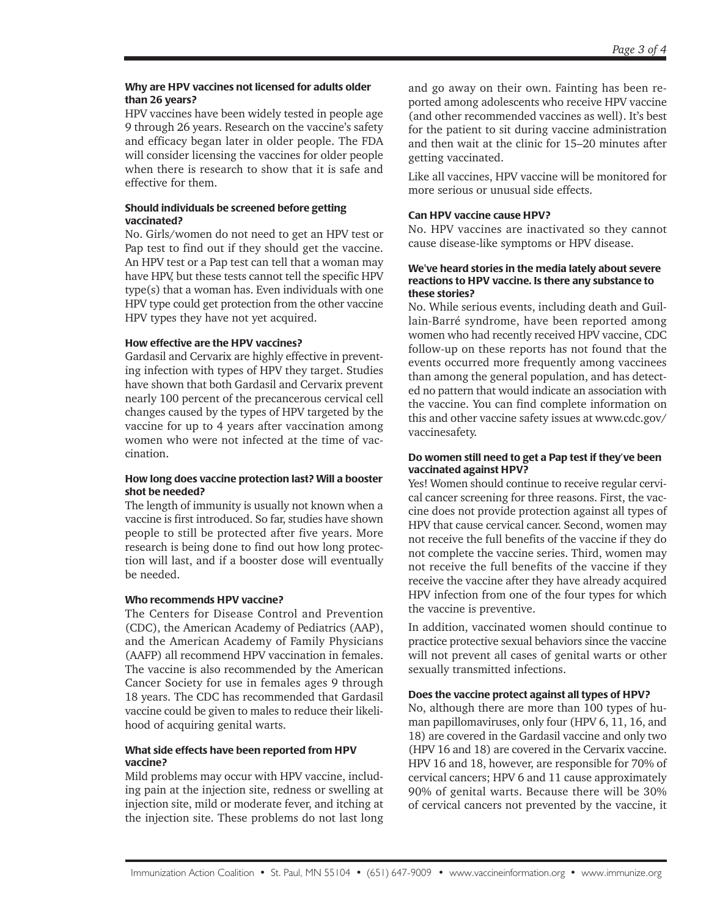### Why are HPV vaccines not licensed for adults older than 26 years?

HPV vaccines have been widely tested in people age 9 through 26 years. Research on the vaccine's safety and efficacy began later in older people. The FDA will consider licensing the vaccines for older people when there is research to show that it is safe and effective for them.

### Should individuals be screened before getting vaccinated?

No. Girls/women do not need to get an HPV test or Pap test to find out if they should get the vaccine. An HPV test or a Pap test can tell that a woman may have HPV, but these tests cannot tell the specific HPV type(s) that a woman has. Even individuals with one HPV type could get protection from the other vaccine HPV types they have not yet acquired.

### How effective are the HPV vaccines?

Gardasil and Cervarix are highly effective in preventing infection with types of HPV they target. Studies have shown that both Gardasil and Cervarix prevent nearly 100 percent of the precancerous cervical cell changes caused by the types of HPV targeted by the vaccine for up to 4 years after vaccination among women who were not infected at the time of vaccination.

### How long does vaccine protection last? Will a booster shot be needed?

The length of immunity is usually not known when a vaccine is first introduced. So far, studies have shown people to still be protected after five years. More research is being done to find out how long protection will last, and if a booster dose will eventually be needed.

### Who recommends HPV vaccine?

The Centers for Disease Control and Prevention (CDC), the American Academy of Pediatrics (AAP), and the American Academy of Family Physicians (AAFP) all recommend HPV vaccination in females. The vaccine is also recommended by the American Cancer Society for use in females ages 9 through 18 years. The CDC has recommended that Gardasil vaccine could be given to males to reduce their likelihood of acquiring genital warts.

### What side effects have been reported from HPV vaccine?

Mild problems may occur with HPV vaccine, including pain at the injection site, redness or swelling at injection site, mild or moderate fever, and itching at the injection site. These problems do not last long and go away on their own. Fainting has been reported among adolescents who receive HPV vaccine (and other recommended vaccines as well). It's best for the patient to sit during vaccine administration and then wait at the clinic for 15–20 minutes after getting vaccinated.

Like all vaccines, HPV vaccine will be monitored for more serious or unusual side effects.

### Can HPV vaccine cause HPV?

No. HPV vaccines are inactivated so they cannot cause disease-like symptoms or HPV disease.

### We've heard stories in the media lately about severe reactions to HPV vaccine. Is there any substance to these stories?

No. While serious events, including death and Guillain-Barré syndrome, have been reported among women who had recently received HPV vaccine, CDC follow-up on these reports has not found that the events occurred more frequently among vaccinees than among the general population, and has detected no pattern that would indicate an association with the vaccine. You can find complete information on this and other vaccine safety issues at www.cdc.gov/vaccinesafety.

### Do women still need to get a Pap test if they've been vaccinated against HPV?

Yes! Women should continue to receive regular cervical cancer screening for three reasons. First, the vaccine does not provide protection against all types of HPV that cause cervical cancer. Second, women may not receive the full benefits of the vaccine if they do not complete the vaccine series. Third, women may not receive the full benefits of the vaccine if they receive the vaccine after they have already acquired HPV infection from one of the four types for which the vaccine is preventive.

In addition, vaccinated women should continue to practice protective sexual behaviors since the vaccine will not prevent all cases of genital warts or other sexually transmitted infections.

### Does the vaccine protect against all types of HPV?

No, although there are more than 100 types of human papillomaviruses, only four (HPV 6, 11, 16, and 18) are covered in the Gardasil vaccine and only two (HPV 16 and 18) are covered in the Cervarix vaccine. HPV 16 and 18, however, are responsible for 70% of cervical cancers; HPV 6 and 11 cause approximately 90% of genital warts. Because there will be 30% of cervical cancers not prevented by the vaccine, it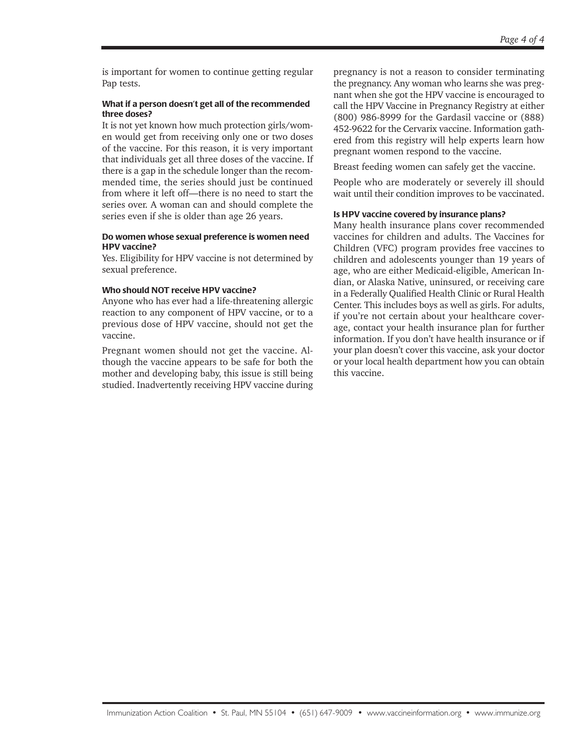is important for women to continue getting regular Pap tests.

### What if a person doesn't get all of the recommended three doses?

It is not yet known how much protection girls/women would get from receiving only one or two doses of the vaccine. For this reason, it is very important that individuals get all three doses of the vaccine. If there is a gap in the schedule longer than the recommended time, the series should just be continued from where it left off—there is no need to start the series over. A woman can and should complete the series even if she is older than age 26 years.

### Do women whose sexual preference is women need HPV vaccine?

Yes. Eligibility for HPV vaccine is not determined by sexual preference.

### Who should NOT receive HPV vaccine?

Anyone who has ever had a life-threatening allergic reaction to any component of HPV vaccine, or to a previous dose of HPV vaccine, should not get the vaccine.

Pregnant women should not get the vaccine. Although the vaccine appears to be safe for both the mother and developing baby, this issue is still being studied. Inadvertently receiving HPV vaccine during pregnancy is not a reason to consider terminating the pregnancy. Any woman who learns she was pregnant when she got the HPV vaccine is encouraged to call the HPV Vaccine in Pregnancy Registry at either (800) 986-8999 for the Gardasil vaccine or (888) 452-9622 for the Cervarix vaccine. Information gathered from this registry will help experts learn how pregnant women respond to the vaccine.

Breast feeding women can safely get the vaccine.

People who are moderately or severely ill should wait until their condition improves to be vaccinated.

### Is HPV vaccine covered by insurance plans?

Many health insurance plans cover recommended vaccines for children and adults. The Vaccines for Children (VFC) program provides free vaccines to children and adolescents younger than 19 years of age, who are either Medicaid-eligible, American Indian, or Alaska Native, uninsured, or receiving care in a Federally Qualified Health Clinic or Rural Health Center. This includes boys as well as girls. For adults, if you're not certain about your healthcare coverage, contact your health insurance plan for further information. If you don't have health insurance or if your plan doesn't cover this vaccine, ask your doctor or your local health department how you can obtain this vaccine.